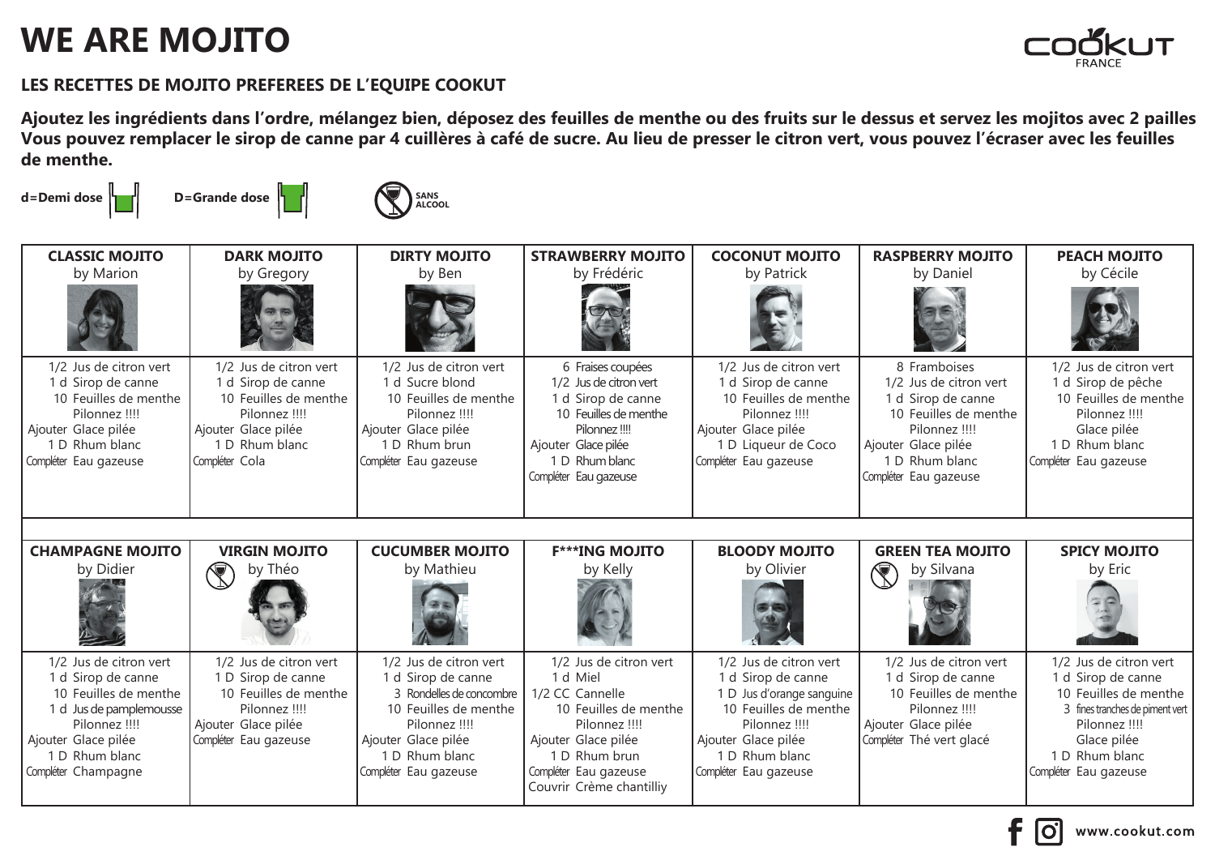# WE ARE MOJITO

COOKUT FRANCE

### LES RECETTES DE MOJITO PREFEREES DE L'EQUIPE COOKUT

**Ajoutez les ingrédients dans l'ordre, mélangez bien, déposez des feuilles de menthe ou des fruits sur le dessus et servez les mojitos avec 2 pailles Vous pouvez remplacer le sirop de canne par 4 cuillères à café de sucre. Au lieu de presser le citron vert, vous pouvez l'écraser avec les feuilles de menthe.**

**d=Demi dose** **D=Grande dose** SANS ALCOOL

| CLASSIC MOJITO by Marion | DARK MOJITO by Gregory | DIRTY MOJITO by Ben | STRAWBERRY MOJITO by Frédéric | COCONUT MOJITO by Patrick | RASPBERRY MOJITO by Daniel | PEACH MOJITO by Cécile |
|---|---|---|---|---|---|---|
| 1/2 Jus de citron vert<br>1 d Sirop de canne<br>10 Feuilles de menthe<br>Pilonnez !!!!<br>Ajouter Glace pilée<br>1 D Rhum blanc<br>Compléter Eau gazeuse | 1/2 Jus de citron vert<br>1 d Sirop de canne<br>10 Feuilles de menthe<br>Pilonnez !!!!<br>Ajouter Glace pilée<br>1 D Rhum blanc<br>Compléter Cola | 1/2 Jus de citron vert<br>1 d Sucre blond<br>10 Feuilles de menthe<br>Pilonnez !!!!<br>Ajouter Glace pilée<br>1 D Rhum brun<br>Compléter Eau gazeuse | 6 Fraises coupées<br>1/2 Jus de citron vert<br>1 d Sirop de canne<br>10 Feuilles de menthe<br>Pilonnez !!!!<br>Ajouter Glace pilée<br>1 D Rhum blanc<br>Compléter Eau gazeuse | 1/2 Jus de citron vert<br>1 d Sirop de canne<br>10 Feuilles de menthe<br>Pilonnez !!!!<br>Ajouter Glace pilée<br>1 D Liqueur de Coco<br>Compléter Eau gazeuse | 8 Framboises<br>1/2 Jus de citron vert<br>1 d Sirop de canne<br>10 Feuilles de menthe<br>Pilonnez !!!!<br>Ajouter Glace pilée<br>1 D Rhum blanc<br>Compléter Eau gazeuse | 1/2 Jus de citron vert<br>1 d Sirop de pêche<br>10 Feuilles de menthe<br>Pilonnez !!!!<br>Glace pilée<br>1 D Rhum blanc<br>Compléter Eau gazeuse |

| CHAMPAGNE MOJITO by Didier | VIRGIN MOJITO (SANS ALCOOL) by Théo | CUCUMBER MOJITO by Mathieu | F***ING MOJITO by Kelly | BLOODY MOJITO by Olivier | GREEN TEA MOJITO (SANS ALCOOL) by Silvana | SPICY MOJITO by Eric |
|---|---|---|---|---|---|---|
| 1/2 Jus de citron vert<br>1 d Sirop de canne<br>10 Feuilles de menthe<br>1 d Jus de pamplemousse<br>Pilonnez !!!!<br>Ajouter Glace pilée<br>1 D Rhum blanc<br>Compléter Champagne | 1/2 Jus de citron vert<br>1 D Sirop de canne<br>10 Feuilles de menthe<br>Pilonnez !!!!<br>Ajouter Glace pilée<br>Compléter Eau gazeuse | 1/2 Jus de citron vert<br>1 d Sirop de canne<br>3 Rondelles de concombre<br>10 Feuilles de menthe<br>Pilonnez !!!!<br>Ajouter Glace pilée<br>1 D Rhum blanc<br>Compléter Eau gazeuse | 1/2 Jus de citron vert<br>1 d Miel<br>1/2 CC Cannelle<br>10 Feuilles de menthe<br>Pilonnez !!!!<br>Ajouter Glace pilée<br>1 D Rhum brun<br>Compléter Eau gazeuse<br>Couvrir Crème chantilliy | 1/2 Jus de citron vert<br>1 d Sirop de canne<br>1 D Jus d'orange sanguine<br>10 Feuilles de menthe<br>Pilonnez !!!!<br>Ajouter Glace pilée<br>1 D Rhum blanc<br>Compléter Eau gazeuse | 1/2 Jus de citron vert<br>1 d Sirop de canne<br>10 Feuilles de menthe<br>Pilonnez !!!!<br>Ajouter Glace pilée<br>Compléter Thé vert glacé | 1/2 Jus de citron vert<br>1 d Sirop de canne<br>10 Feuilles de menthe<br>3 fines tranches de piment vert<br>Pilonnez !!!!<br>Glace pilée<br>1 D Rhum blanc<br>Compléter Eau gazeuse |

www.cookut.com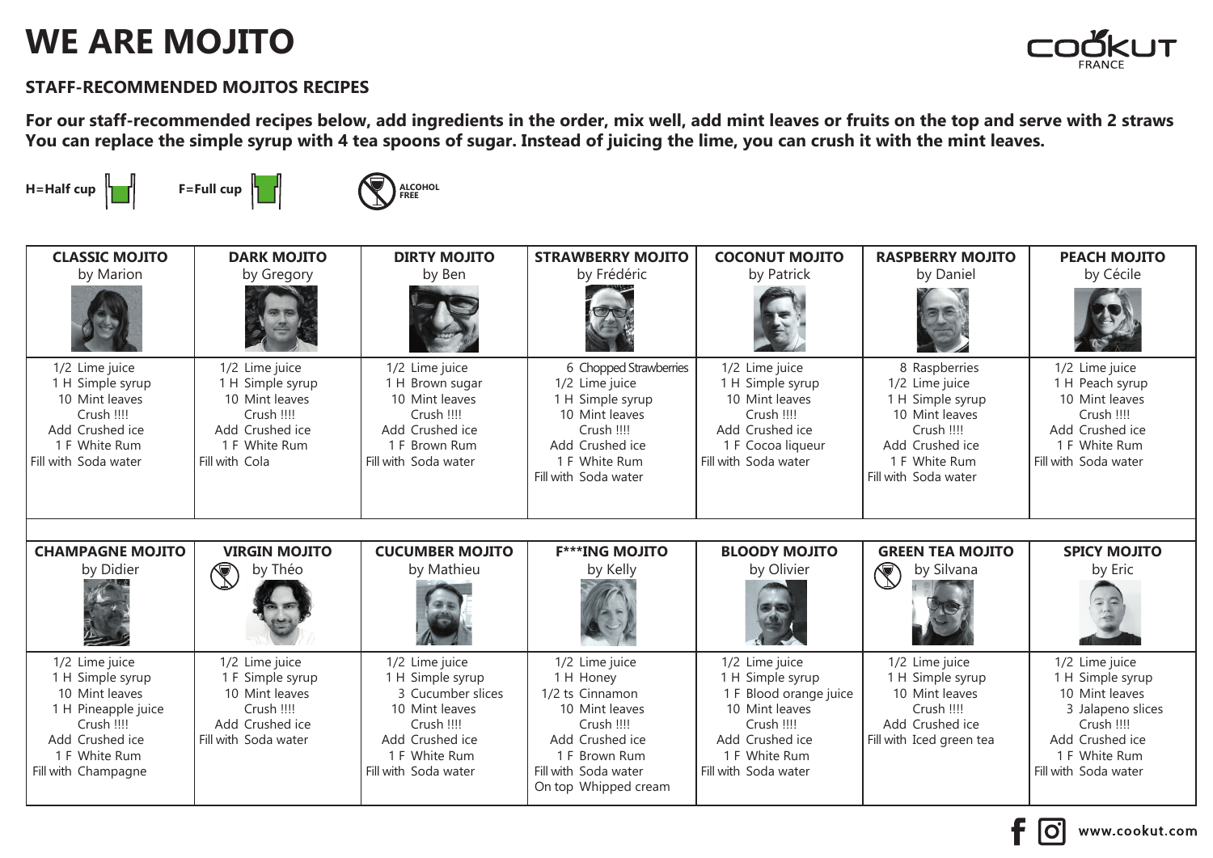# WE ARE MOJITO

### STAFF-RECOMMENDED MOJITOS RECIPES

**For our staff-recommended recipes below, add ingredients in the order, mix well, add mint leaves or fruits on the top and serve with 2 straws**
**You can replace the simple syrup with 4 tea spoons of sugar. Instead of juicing the lime, you can crush it with the mint leaves.**

**H=Half cup** **F=Full cup** ALCOHOL FREE

| CLASSIC MOJITO by Marion | DARK MOJITO by Gregory | DIRTY MOJITO by Ben | STRAWBERRY MOJITO by Frédéric | COCONUT MOJITO by Patrick | RASPBERRY MOJITO by Daniel | PEACH MOJITO by Cécile |
|---|---|---|---|---|---|---|
| 1/2 Lime juice<br>1 H Simple syrup<br>10 Mint leaves<br>Crush !!!!<br>Add Crushed ice<br>1 F White Rum<br>Fill with Soda water | 1/2 Lime juice<br>1 H Simple syrup<br>10 Mint leaves<br>Crush !!!!<br>Add Crushed ice<br>1 F White Rum<br>Fill with Cola | 1/2 Lime juice<br>1 H Brown sugar<br>10 Mint leaves<br>Crush !!!!<br>Add Crushed ice<br>1 F Brown Rum<br>Fill with Soda water | 6 Chopped Strawberries<br>1/2 Lime juice<br>1 H Simple syrup<br>10 Mint leaves<br>Crush !!!!<br>Add Crushed ice<br>1 F White Rum<br>Fill with Soda water | 1/2 Lime juice<br>1 H Simple syrup<br>10 Mint leaves<br>Crush !!!!<br>Add Crushed ice<br>1 F Cocoa liqueur<br>Fill with Soda water | 8 Raspberries<br>1/2 Lime juice<br>1 H Simple syrup<br>10 Mint leaves<br>Crush !!!!<br>Add Crushed ice<br>1 F White Rum<br>Fill with Soda water | 1/2 Lime juice<br>1 H Peach syrup<br>10 Mint leaves<br>Crush !!!!<br>Add Crushed ice<br>1 F White Rum<br>Fill with Soda water |

| CHAMPAGNE MOJITO by Didier | VIRGIN MOJITO (alcohol free) by Théo | CUCUMBER MOJITO by Mathieu | F***ING MOJITO by Kelly | BLOODY MOJITO by Olivier | GREEN TEA MOJITO (alcohol free) by Silvana | SPICY MOJITO by Eric |
|---|---|---|---|---|---|---|
| 1/2 Lime juice<br>1 H Simple syrup<br>10 Mint leaves<br>1 H Pineapple juice<br>Crush !!!!<br>Add Crushed ice<br>1 F White Rum<br>Fill with Champagne | 1/2 Lime juice<br>1 F Simple syrup<br>10 Mint leaves<br>Crush !!!!<br>Add Crushed ice<br>Fill with Soda water | 1/2 Lime juice<br>1 H Simple syrup<br>3 Cucumber slices<br>10 Mint leaves<br>Crush !!!!<br>Add Crushed ice<br>1 F White Rum<br>Fill with Soda water | 1/2 Lime juice<br>1 H Honey<br>1/2 ts Cinnamon<br>10 Mint leaves<br>Crush !!!!<br>Add Crushed ice<br>1 F Brown Rum<br>Fill with Soda water<br>On top Whipped cream | 1/2 Lime juice<br>1 H Simple syrup<br>1 F Blood orange juice<br>10 Mint leaves<br>Crush !!!!<br>Add Crushed ice<br>1 F White Rum<br>Fill with Soda water | 1/2 Lime juice<br>1 H Simple syrup<br>10 Mint leaves<br>Crush !!!!<br>Add Crushed ice<br>Fill with Iced green tea | 1/2 Lime juice<br>1 H Simple syrup<br>10 Mint leaves<br>3 Jalapeno slices<br>Crush !!!!<br>Add Crushed ice<br>1 F White Rum<br>Fill with Soda water |

www.cookut.com